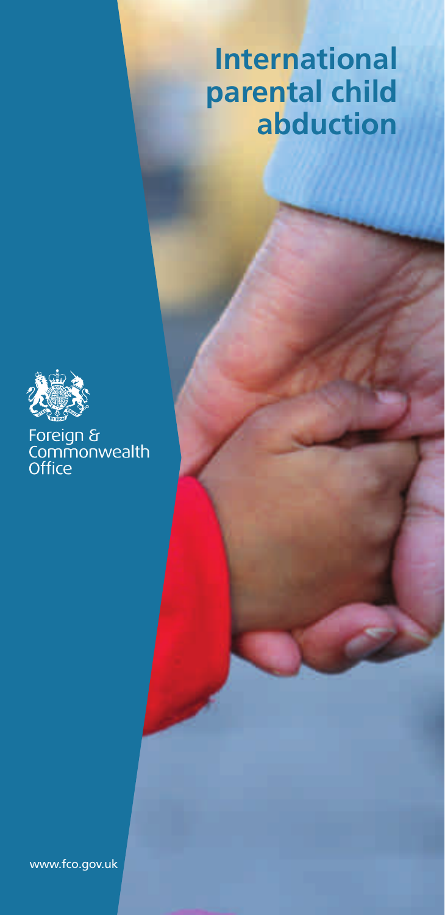# International parental child abduction

Foreign & Commonwealth Office

www.fco.gov.uk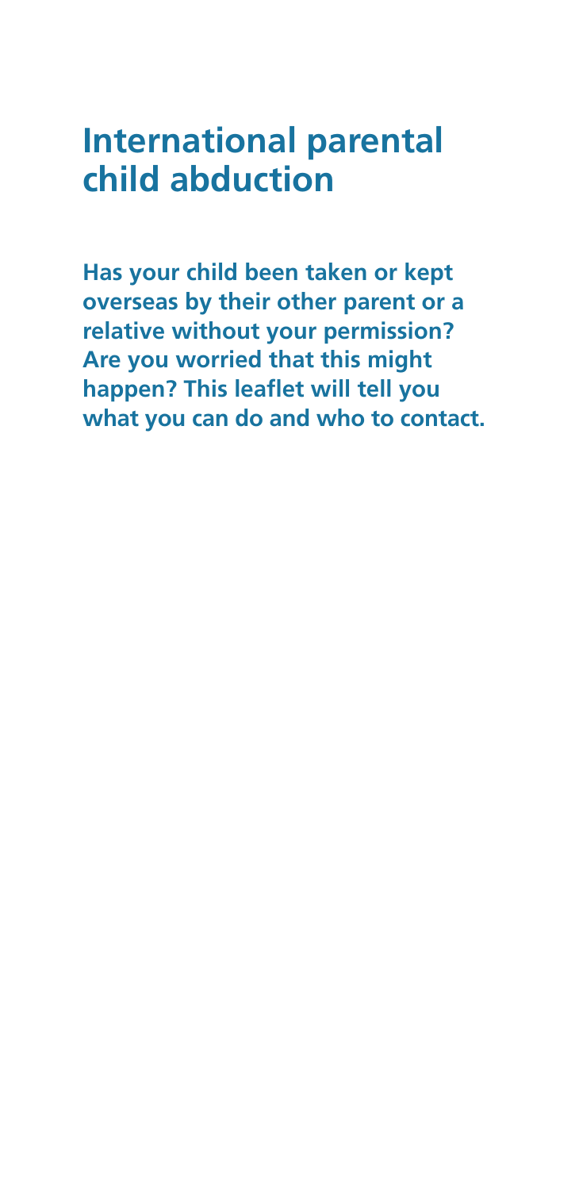# International parental child abduction

**Has your child been taken or kept overseas by their other parent or a relative without your permission? Are you worried that this might happen? This leaflet will tell you what you can do and who to contact.**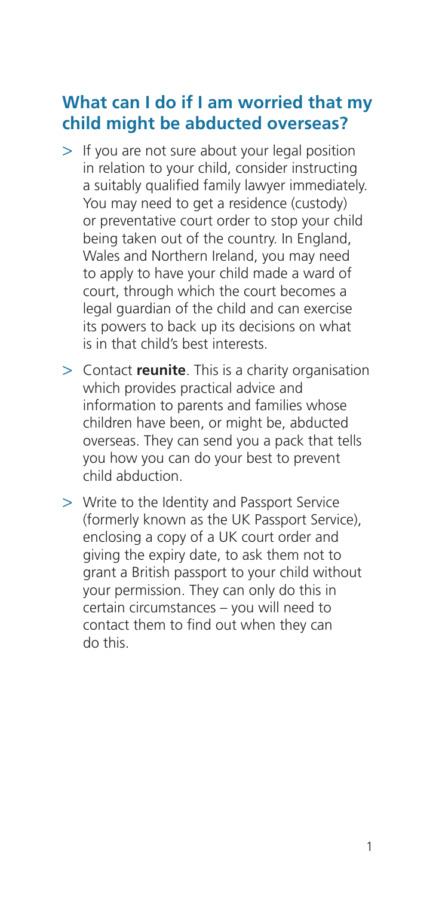## What can I do if I am worried that my child might be abducted overseas?

- If you are not sure about your legal position in relation to your child, consider instructing a suitably qualified family lawyer immediately. You may need to get a residence (custody) or preventative court order to stop your child being taken out of the country. In England, Wales and Northern Ireland, you may need to apply to have your child made a ward of court, through which the court becomes a legal guardian of the child and can exercise its powers to back up its decisions on what is in that child's best interests.
- Contact **reunite**. This is a charity organisation which provides practical advice and information to parents and families whose children have been, or might be, abducted overseas. They can send you a pack that tells you how you can do your best to prevent child abduction.
- Write to the Identity and Passport Service (formerly known as the UK Passport Service), enclosing a copy of a UK court order and giving the expiry date, to ask them not to grant a British passport to your child without your permission. They can only do this in certain circumstances – you will need to contact them to find out when they can do this.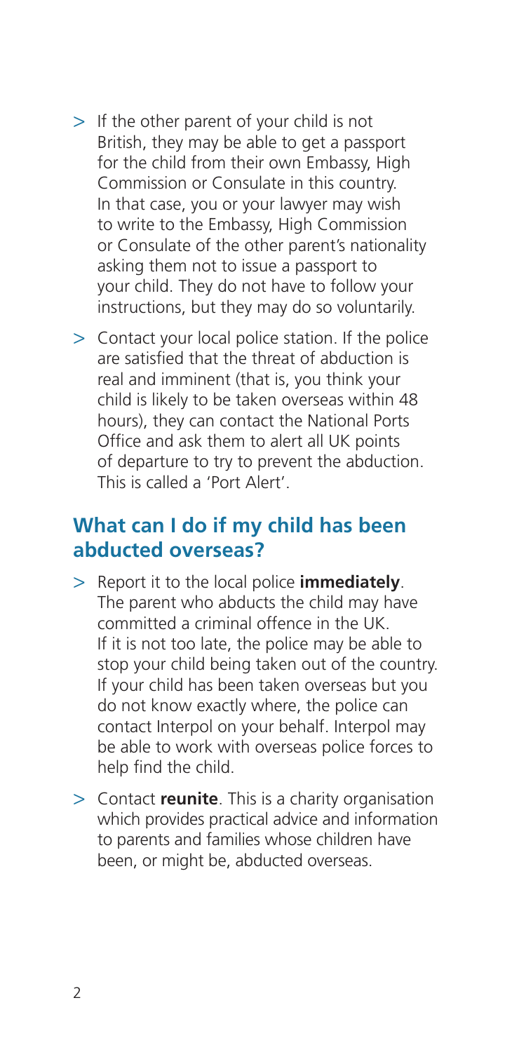> If the other parent of your child is not British, they may be able to get a passport for the child from their own Embassy, High Commission or Consulate in this country. In that case, you or your lawyer may wish to write to the Embassy, High Commission or Consulate of the other parent's nationality asking them not to issue a passport to your child. They do not have to follow your instructions, but they may do so voluntarily.

> Contact your local police station. If the police are satisfied that the threat of abduction is real and imminent (that is, you think your child is likely to be taken overseas within 48 hours), they can contact the National Ports Office and ask them to alert all UK points of departure to try to prevent the abduction. This is called a 'Port Alert'.

## What can I do if my child has been abducted overseas?

> Report it to the local police **immediately**. The parent who abducts the child may have committed a criminal offence in the UK. If it is not too late, the police may be able to stop your child being taken out of the country. If your child has been taken overseas but you do not know exactly where, the police can contact Interpol on your behalf. Interpol may be able to work with overseas police forces to help find the child.

> Contact **reunite**. This is a charity organisation which provides practical advice and information to parents and families whose children have been, or might be, abducted overseas.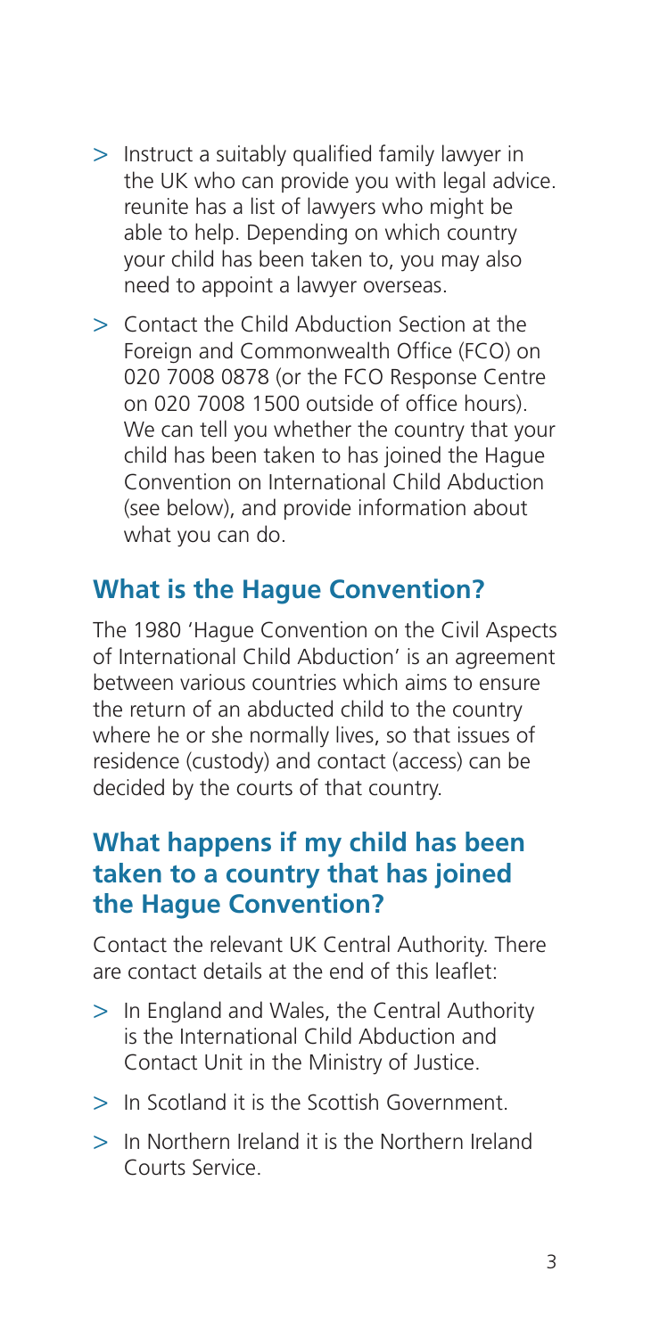- Instruct a suitably qualified family lawyer in the UK who can provide you with legal advice. reunite has a list of lawyers who might be able to help. Depending on which country your child has been taken to, you may also need to appoint a lawyer overseas.
- Contact the Child Abduction Section at the Foreign and Commonwealth Office (FCO) on 020 7008 0878 (or the FCO Response Centre on 020 7008 1500 outside of office hours). We can tell you whether the country that your child has been taken to has joined the Hague Convention on International Child Abduction (see below), and provide information about what you can do.

## What is the Hague Convention?

The 1980 'Hague Convention on the Civil Aspects of International Child Abduction' is an agreement between various countries which aims to ensure the return of an abducted child to the country where he or she normally lives, so that issues of residence (custody) and contact (access) can be decided by the courts of that country.

## What happens if my child has been taken to a country that has joined the Hague Convention?

Contact the relevant UK Central Authority. There are contact details at the end of this leaflet:

- In England and Wales, the Central Authority is the International Child Abduction and Contact Unit in the Ministry of Justice.
- In Scotland it is the Scottish Government.
- In Northern Ireland it is the Northern Ireland Courts Service.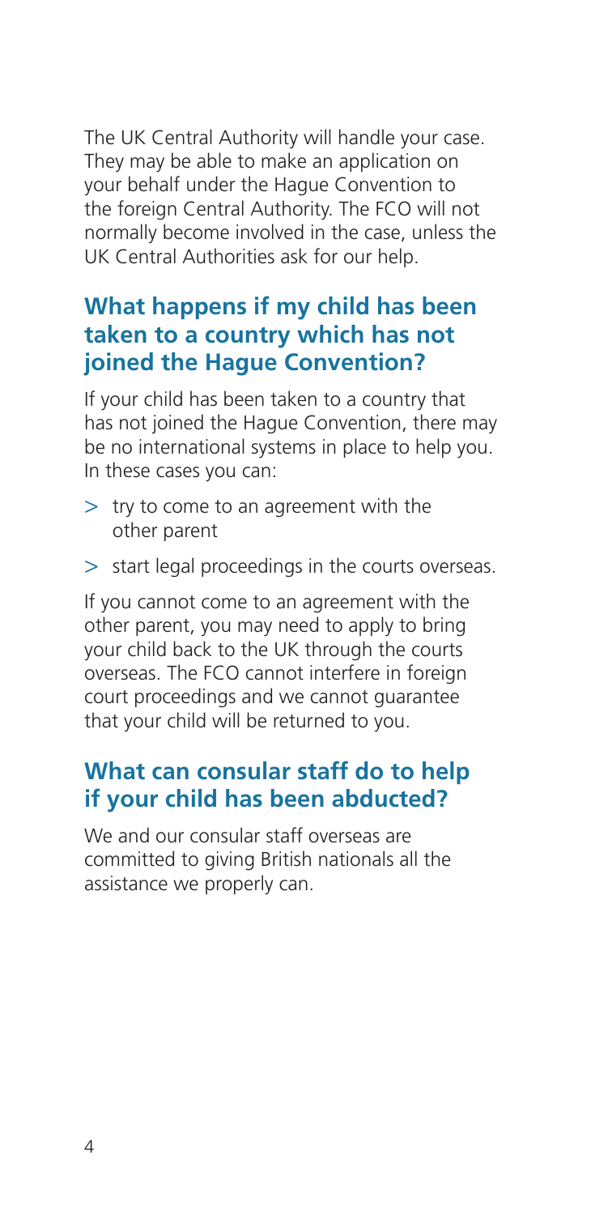The UK Central Authority will handle your case. They may be able to make an application on your behalf under the Hague Convention to the foreign Central Authority. The FCO will not normally become involved in the case, unless the UK Central Authorities ask for our help.

## What happens if my child has been taken to a country which has not joined the Hague Convention?

If your child has been taken to a country that has not joined the Hague Convention, there may be no international systems in place to help you. In these cases you can:

- try to come to an agreement with the other parent
- start legal proceedings in the courts overseas.

If you cannot come to an agreement with the other parent, you may need to apply to bring your child back to the UK through the courts overseas. The FCO cannot interfere in foreign court proceedings and we cannot guarantee that your child will be returned to you.

## What can consular staff do to help if your child has been abducted?

We and our consular staff overseas are committed to giving British nationals all the assistance we properly can.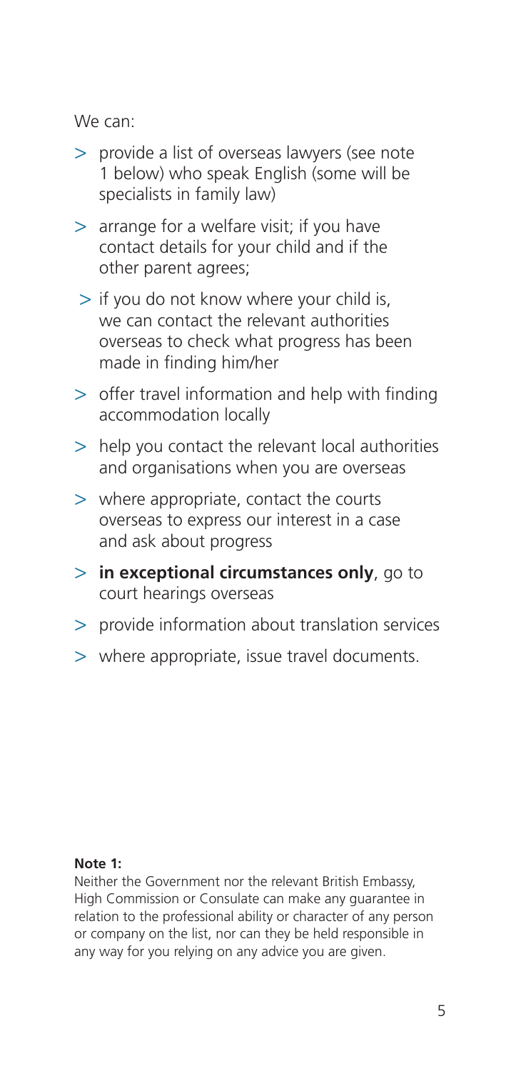We can:

- provide a list of overseas lawyers (see note 1 below) who speak English (some will be specialists in family law)
- arrange for a welfare visit; if you have contact details for your child and if the other parent agrees;
- if you do not know where your child is, we can contact the relevant authorities overseas to check what progress has been made in finding him/her
- offer travel information and help with finding accommodation locally
- help you contact the relevant local authorities and organisations when you are overseas
- where appropriate, contact the courts overseas to express our interest in a case and ask about progress
- **in exceptional circumstances only**, go to court hearings overseas
- provide information about translation services
- where appropriate, issue travel documents.

**Note 1:**
Neither the Government nor the relevant British Embassy, High Commission or Consulate can make any guarantee in relation to the professional ability or character of any person or company on the list, nor can they be held responsible in any way for you relying on any advice you are given.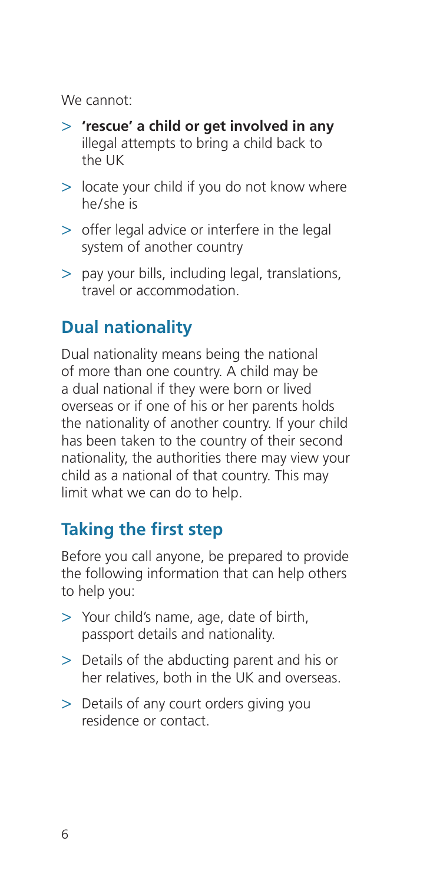We cannot:

- **'rescue' a child or get involved in any** illegal attempts to bring a child back to the UK
- locate your child if you do not know where he/she is
- offer legal advice or interfere in the legal system of another country
- pay your bills, including legal, translations, travel or accommodation.

## Dual nationality

Dual nationality means being the national of more than one country. A child may be a dual national if they were born or lived overseas or if one of his or her parents holds the nationality of another country. If your child has been taken to the country of their second nationality, the authorities there may view your child as a national of that country. This may limit what we can do to help.

## Taking the first step

Before you call anyone, be prepared to provide the following information that can help others to help you:

- Your child's name, age, date of birth, passport details and nationality.
- Details of the abducting parent and his or her relatives, both in the UK and overseas.
- Details of any court orders giving you residence or contact.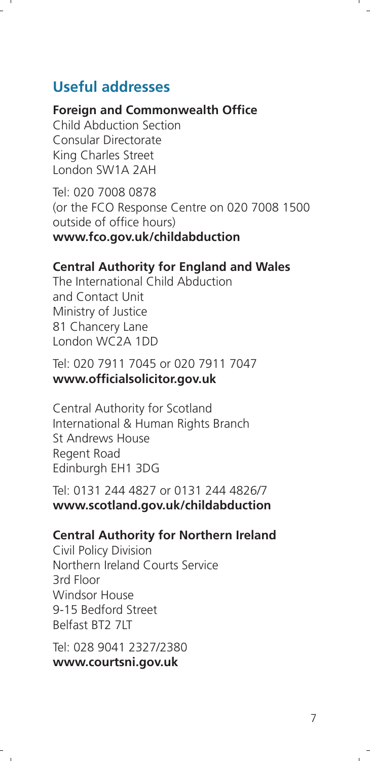## Useful addresses

**Foreign and Commonwealth Office**
Child Abduction Section
Consular Directorate
King Charles Street
London SW1A 2AH

Tel: 020 7008 0878
(or the FCO Response Centre on 020 7008 1500 outside of office hours)
**www.fco.gov.uk/childabduction**

**Central Authority for England and Wales**
The International Child Abduction and Contact Unit
Ministry of Justice
81 Chancery Lane
London WC2A 1DD

Tel: 020 7911 7045 or 020 7911 7047
**www.officialsolicitor.gov.uk**

Central Authority for Scotland
International & Human Rights Branch
St Andrews House
Regent Road
Edinburgh EH1 3DG

Tel: 0131 244 4827 or 0131 244 4826/7
**www.scotland.gov.uk/childabduction**

**Central Authority for Northern Ireland**
Civil Policy Division
Northern Ireland Courts Service
3rd Floor
Windsor House
9-15 Bedford Street
Belfast BT2 7LT

Tel: 028 9041 2327/2380
**www.courtsni.gov.uk**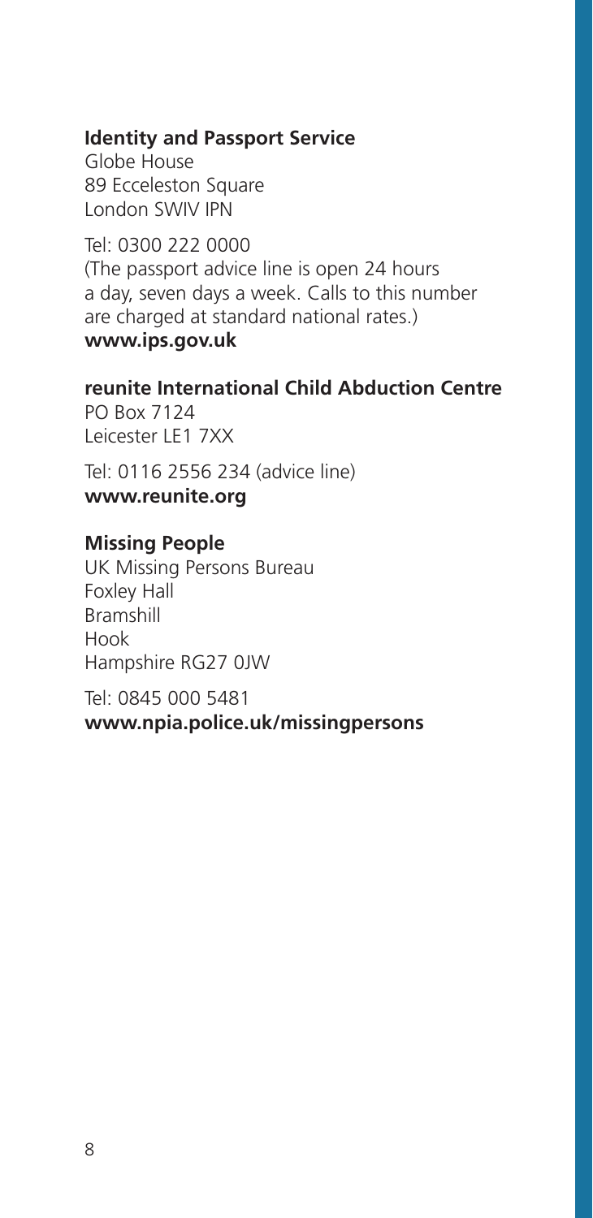**Identity and Passport Service**
Globe House
89 Ecceleston Square
London SWIV IPN

Tel: 0300 222 0000
(The passport advice line is open 24 hours a day, seven days a week. Calls to this number are charged at standard national rates.)
**www.ips.gov.uk**

**reunite International Child Abduction Centre**
PO Box 7124
Leicester LE1 7XX

Tel: 0116 2556 234 (advice line)
**www.reunite.org**

**Missing People**
UK Missing Persons Bureau
Foxley Hall
Bramshill
Hook
Hampshire RG27 0JW

Tel: 0845 000 5481
**www.npia.police.uk/missingpersons**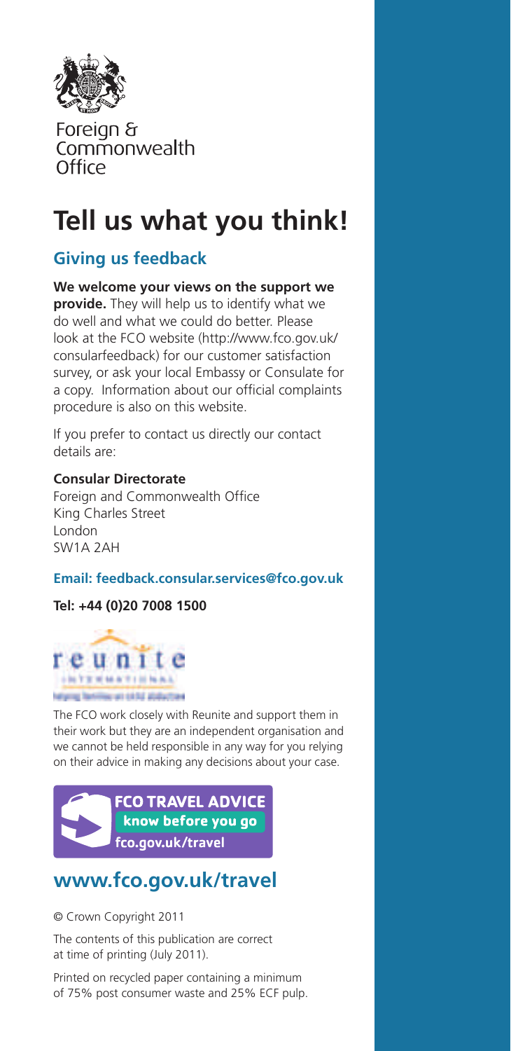Foreign & Commonwealth Office

# Tell us what you think!

## Giving us feedback

**We welcome your views on the support we provide.** They will help us to identify what we do well and what we could do better. Please look at the FCO website (http://www.fco.gov.uk/consularfeedback) for our customer satisfaction survey, or ask your local Embassy or Consulate for a copy. Information about our official complaints procedure is also on this website.

If you prefer to contact us directly our contact details are:

**Consular Directorate**
Foreign and Commonwealth Office
King Charles Street
London
SW1A 2AH

**Email: feedback.consular.services@fco.gov.uk**

**Tel: +44 (0)20 7008 1500**

reunite INTERNATIONAL

The FCO work closely with Reunite and support them in their work but they are an independent organisation and we cannot be held responsible in any way for you relying on their advice in making any decisions about your case.

FCO TRAVEL ADVICE
know before you go
fco.gov.uk/travel

## www.fco.gov.uk/travel

© Crown Copyright 2011

The contents of this publication are correct at time of printing (July 2011).

Printed on recycled paper containing a minimum of 75% post consumer waste and 25% ECF pulp.